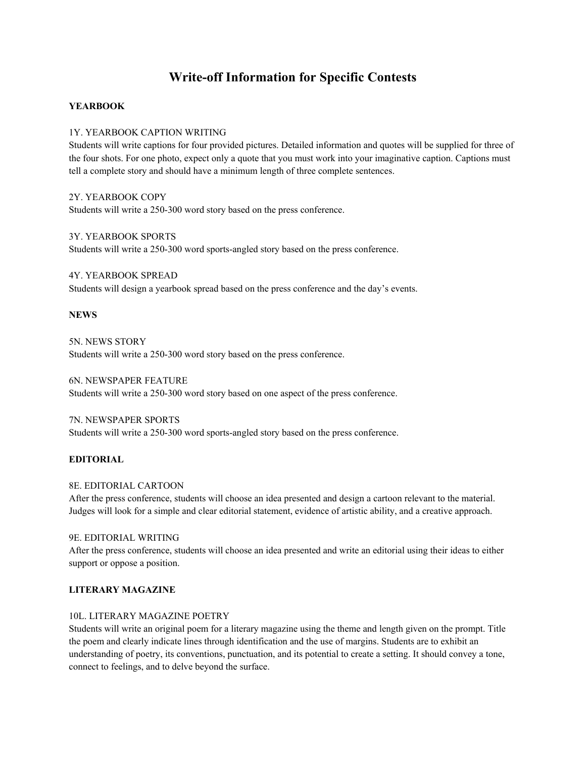# Write-off Information for Specific Contests

## YEARBOOK

### 1Y. YEARBOOK CAPTION WRITING

Students will write captions for four provided pictures. Detailed information and quotes will be supplied for three of the four shots. For one photo, expect only a quote that you must work into your imaginative caption. Captions must tell a complete story and should have a minimum length of three complete sentences.

### 2Y. YEARBOOK COPY

Students will write a 250-300 word story based on the press conference.

### 3Y. YEARBOOK SPORTS

Students will write a 250-300 word sports-angled story based on the press conference.

### 4Y. YEARBOOK SPREAD

Students will design a yearbook spread based on the press conference and the day's events.

## NEWS

### 5N. NEWS STORY

Students will write a 250-300 word story based on the press conference.

### 6N. NEWSPAPER FEATURE

Students will write a 250-300 word story based on one aspect of the press conference.

### 7N. NEWSPAPER SPORTS

Students will write a 250-300 word sports-angled story based on the press conference.

## EDITORIAL

### 8E. EDITORIAL CARTOON

After the press conference, students will choose an idea presented and design a cartoon relevant to the material. Judges will look for a simple and clear editorial statement, evidence of artistic ability, and a creative approach.

### 9E. EDITORIAL WRITING

After the press conference, students will choose an idea presented and write an editorial using their ideas to either support or oppose a position.

## LITERARY MAGAZINE

### 10L. LITERARY MAGAZINE POETRY

Students will write an original poem for a literary magazine using the theme and length given on the prompt. Title the poem and clearly indicate lines through identification and the use of margins. Students are to exhibit an understanding of poetry, its conventions, punctuation, and its potential to create a setting. It should convey a tone, connect to feelings, and to delve beyond the surface.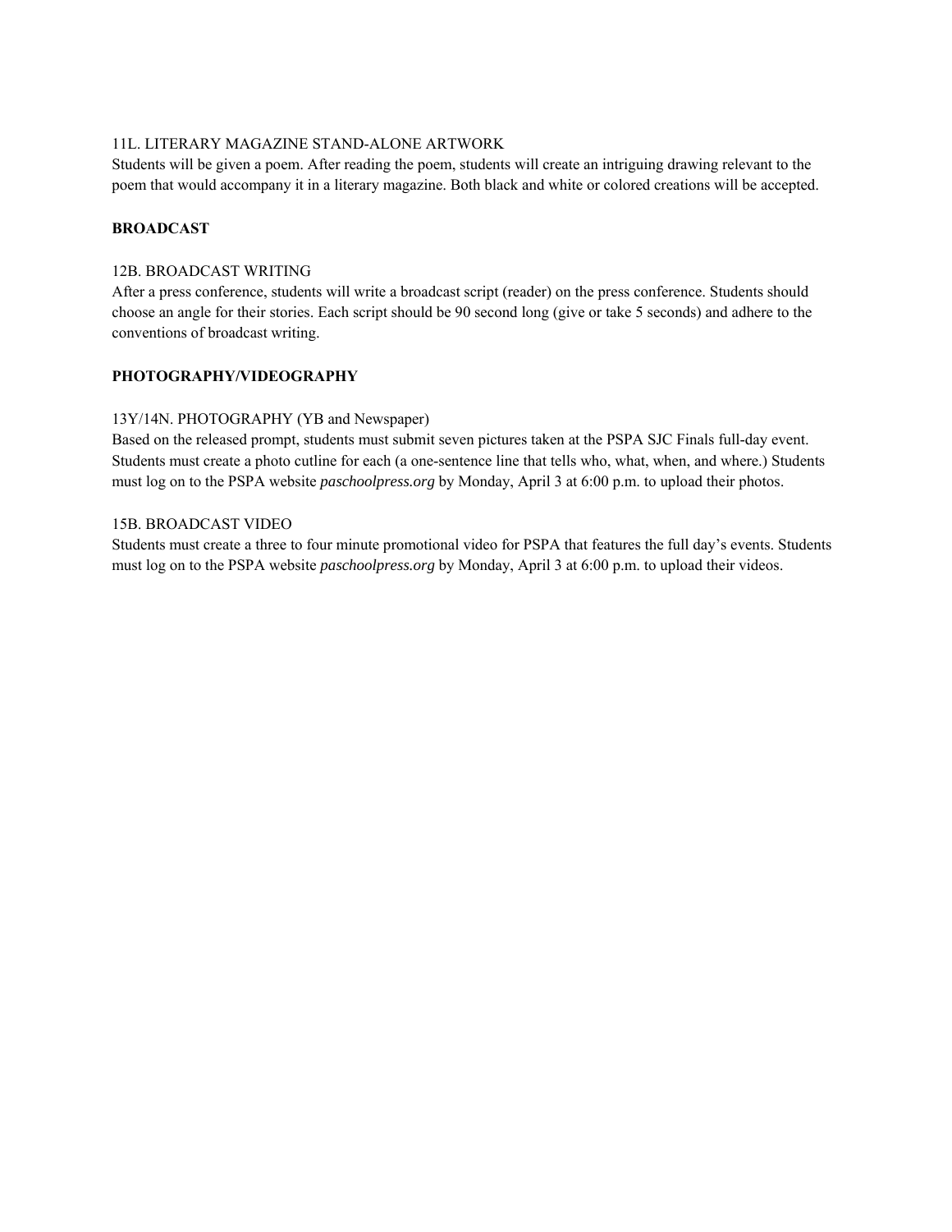11L. LITERARY MAGAZINE STAND-ALONE ARTWORK

Students will be given a poem. After reading the poem, students will create an intriguing drawing relevant to the poem that would accompany it in a literary magazine. Both black and white or colored creations will be accepted.

**BROADCAST**

12B. BROADCAST WRITING

After a press conference, students will write a broadcast script (reader) on the press conference. Students should choose an angle for their stories. Each script should be 90 second long (give or take 5 seconds) and adhere to the conventions of broadcast writing.

**PHOTOGRAPHY/VIDEOGRAPHY**

13Y/14N. PHOTOGRAPHY (YB and Newspaper)

Based on the released prompt, students must submit seven pictures taken at the PSPA SJC Finals full-day event. Students must create a photo cutline for each (a one-sentence line that tells who, what, when, and where.) Students must log on to the PSPA website *paschoolpress.org* by Monday, April 3 at 6:00 p.m. to upload their photos.

15B. BROADCAST VIDEO

Students must create a three to four minute promotional video for PSPA that features the full day's events. Students must log on to the PSPA website *paschoolpress.org* by Monday, April 3 at 6:00 p.m. to upload their videos.